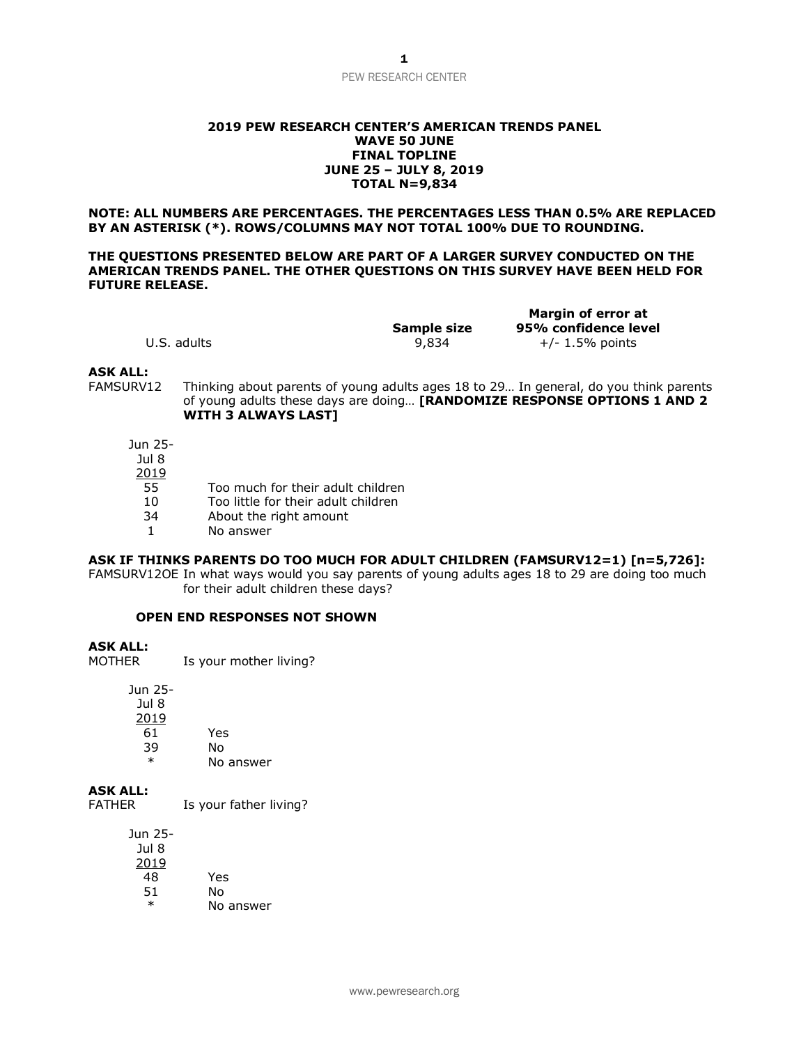**2019 PEW RESEARCH CENTER'S AMERICAN TRENDS PANEL**
**WAVE 50 JUNE**
**FINAL TOPLINE**
**JUNE 25 – JULY 8, 2019**
**TOTAL N=9,834**

**NOTE: ALL NUMBERS ARE PERCENTAGES. THE PERCENTAGES LESS THAN 0.5% ARE REPLACED BY AN ASTERISK (*). ROWS/COLUMNS MAY NOT TOTAL 100% DUE TO ROUNDING.**

**THE QUESTIONS PRESENTED BELOW ARE PART OF A LARGER SURVEY CONDUCTED ON THE AMERICAN TRENDS PANEL. THE OTHER QUESTIONS ON THIS SURVEY HAVE BEEN HELD FOR FUTURE RELEASE.**

| | Sample size | Margin of error at 95% confidence level |
|---|---|---|
| U.S. adults | 9,834 | +/- 1.5% points |

**ASK ALL:**

FAMSURV12 Thinking about parents of young adults ages 18 to 29… In general, do you think parents of young adults these days are doing… **[RANDOMIZE RESPONSE OPTIONS 1 AND 2 WITH 3 ALWAYS LAST]**

| Jun 25-Jul 8 2019 | |
|---|---|
| 55 | Too much for their adult children |
| 10 | Too little for their adult children |
| 34 | About the right amount |
| 1 | No answer |

**ASK IF THINKS PARENTS DO TOO MUCH FOR ADULT CHILDREN (FAMSURV12=1) [n=5,726]:**

FAMSURV12OE In what ways would you say parents of young adults ages 18 to 29 are doing too much for their adult children these days?

**OPEN END RESPONSES NOT SHOWN**

**ASK ALL:**

MOTHER Is your mother living?

| Jun 25-Jul 8 2019 | |
|---|---|
| 61 | Yes |
| 39 | No |
| * | No answer |

**ASK ALL:**

FATHER Is your father living?

| Jun 25-Jul 8 2019 | |
|---|---|
| 48 | Yes |
| 51 | No |
| * | No answer |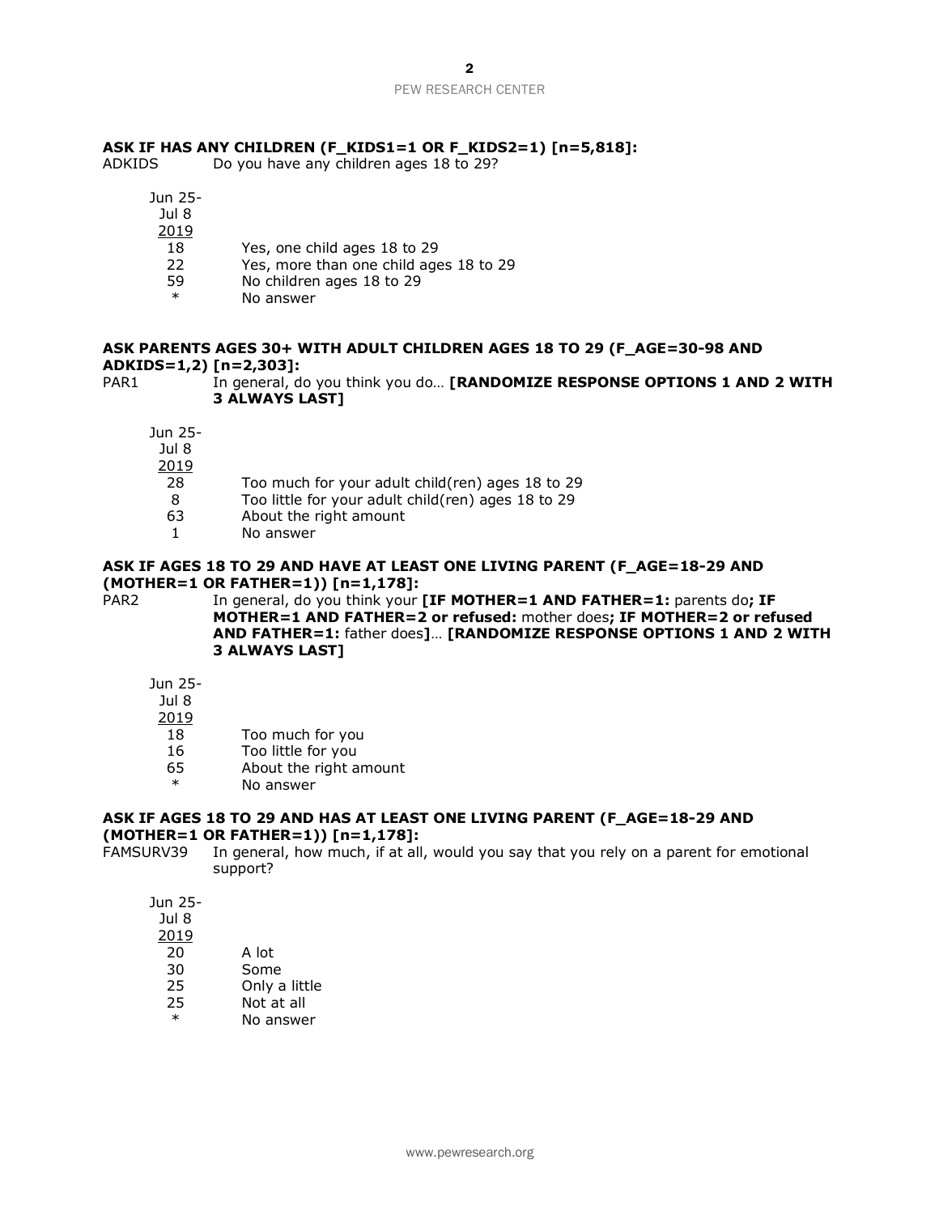**ASK IF HAS ANY CHILDREN (F_KIDS1=1 OR F_KIDS2=1) [n=5,818]:**

ADKIDS Do you have any children ages 18 to 29?

| Jun 25-Jul 8 2019 | |
|---|---|
| 18 | Yes, one child ages 18 to 29 |
| 22 | Yes, more than one child ages 18 to 29 |
| 59 | No children ages 18 to 29 |
| * | No answer |

**ASK PARENTS AGES 30+ WITH ADULT CHILDREN AGES 18 TO 29 (F_AGE=30-98 AND ADKIDS=1,2) [n=2,303]:**

PAR1 In general, do you think you do… **[RANDOMIZE RESPONSE OPTIONS 1 AND 2 WITH 3 ALWAYS LAST]**

| Jun 25-Jul 8 2019 | |
|---|---|
| 28 | Too much for your adult child(ren) ages 18 to 29 |
| 8 | Too little for your adult child(ren) ages 18 to 29 |
| 63 | About the right amount |
| 1 | No answer |

**ASK IF AGES 18 TO 29 AND HAVE AT LEAST ONE LIVING PARENT (F_AGE=18-29 AND (MOTHER=1 OR FATHER=1)) [n=1,178]:**

PAR2 In general, do you think your **[IF MOTHER=1 AND FATHER=1:** parents do**; IF MOTHER=1 AND FATHER=2 or refused:** mother does**; IF MOTHER=2 or refused AND FATHER=1:** father does**]**… **[RANDOMIZE RESPONSE OPTIONS 1 AND 2 WITH 3 ALWAYS LAST]**

| Jun 25-Jul 8 2019 | |
|---|---|
| 18 | Too much for you |
| 16 | Too little for you |
| 65 | About the right amount |
| * | No answer |

**ASK IF AGES 18 TO 29 AND HAS AT LEAST ONE LIVING PARENT (F_AGE=18-29 AND (MOTHER=1 OR FATHER=1)) [n=1,178]:**

FAMSURV39 In general, how much, if at all, would you say that you rely on a parent for emotional support?

| Jun 25-Jul 8 2019 | |
|---|---|
| 20 | A lot |
| 30 | Some |
| 25 | Only a little |
| 25 | Not at all |
| * | No answer |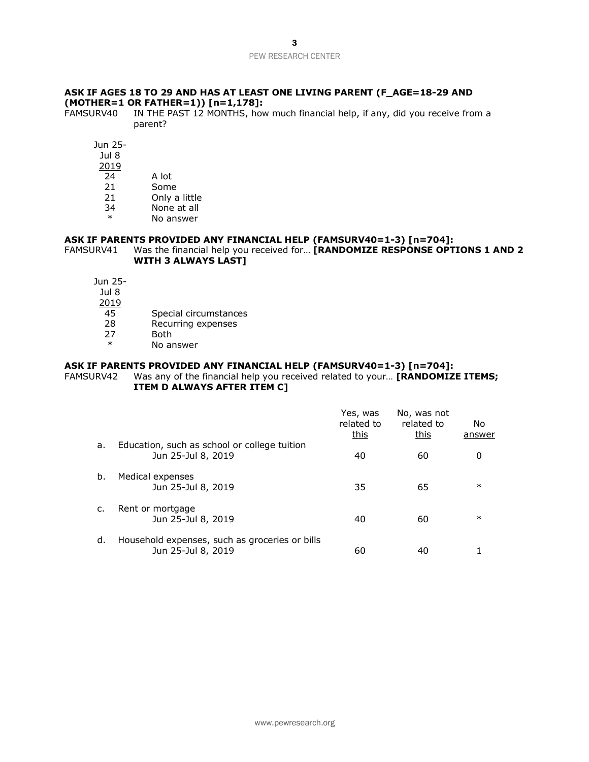**ASK IF AGES 18 TO 29 AND HAS AT LEAST ONE LIVING PARENT (F_AGE=18-29 AND (MOTHER=1 OR FATHER=1)) [n=1,178]:**

FAMSURV40 IN THE PAST 12 MONTHS, how much financial help, if any, did you receive from a parent?

| Jun 25-Jul 8 2019 | |
|---|---|
| 24 | A lot |
| 21 | Some |
| 21 | Only a little |
| 34 | None at all |
| * | No answer |

**ASK IF PARENTS PROVIDED ANY FINANCIAL HELP (FAMSURV40=1-3) [n=704]:**

FAMSURV41 Was the financial help you received for… **[RANDOMIZE RESPONSE OPTIONS 1 AND 2 WITH 3 ALWAYS LAST]**

| Jun 25-Jul 8 2019 | |
|---|---|
| 45 | Special circumstances |
| 28 | Recurring expenses |
| 27 | Both |
| * | No answer |

**ASK IF PARENTS PROVIDED ANY FINANCIAL HELP (FAMSURV40=1-3) [n=704]:**

FAMSURV42 Was any of the financial help you received related to your… **[RANDOMIZE ITEMS; ITEM D ALWAYS AFTER ITEM C]**

| | | Yes, was related to this | No, was not related to this | No answer |
|---|---|---|---|---|
| a. | Education, such as school or college tuition | | | |
| | Jun 25-Jul 8, 2019 | 40 | 60 | 0 |
| b. | Medical expenses | | | |
| | Jun 25-Jul 8, 2019 | 35 | 65 | * |
| c. | Rent or mortgage | | | |
| | Jun 25-Jul 8, 2019 | 40 | 60 | * |
| d. | Household expenses, such as groceries or bills | | | |
| | Jun 25-Jul 8, 2019 | 60 | 40 | 1 |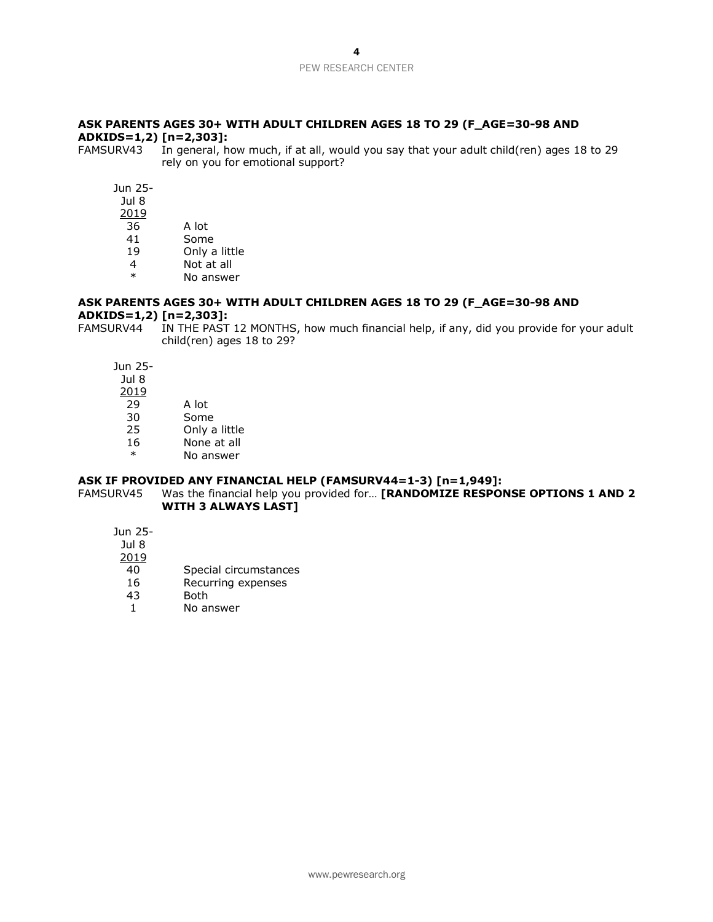**ASK PARENTS AGES 30+ WITH ADULT CHILDREN AGES 18 TO 29 (F_AGE=30-98 AND ADKIDS=1,2) [n=2,303]:**

FAMSURV43 In general, how much, if at all, would you say that your adult child(ren) ages 18 to 29 rely on you for emotional support?

| Jun 25-Jul 8 2019 | |
|---|---|
| 36 | A lot |
| 41 | Some |
| 19 | Only a little |
| 4 | Not at all |
| * | No answer |

**ASK PARENTS AGES 30+ WITH ADULT CHILDREN AGES 18 TO 29 (F_AGE=30-98 AND ADKIDS=1,2) [n=2,303]:**

FAMSURV44 IN THE PAST 12 MONTHS, how much financial help, if any, did you provide for your adult child(ren) ages 18 to 29?

| Jun 25-Jul 8 2019 | |
|---|---|
| 29 | A lot |
| 30 | Some |
| 25 | Only a little |
| 16 | None at all |
| * | No answer |

**ASK IF PROVIDED ANY FINANCIAL HELP (FAMSURV44=1-3) [n=1,949]:**

FAMSURV45 Was the financial help you provided for… **[RANDOMIZE RESPONSE OPTIONS 1 AND 2 WITH 3 ALWAYS LAST]**

| Jun 25-Jul 8 2019 | |
|---|---|
| 40 | Special circumstances |
| 16 | Recurring expenses |
| 43 | Both |
| 1 | No answer |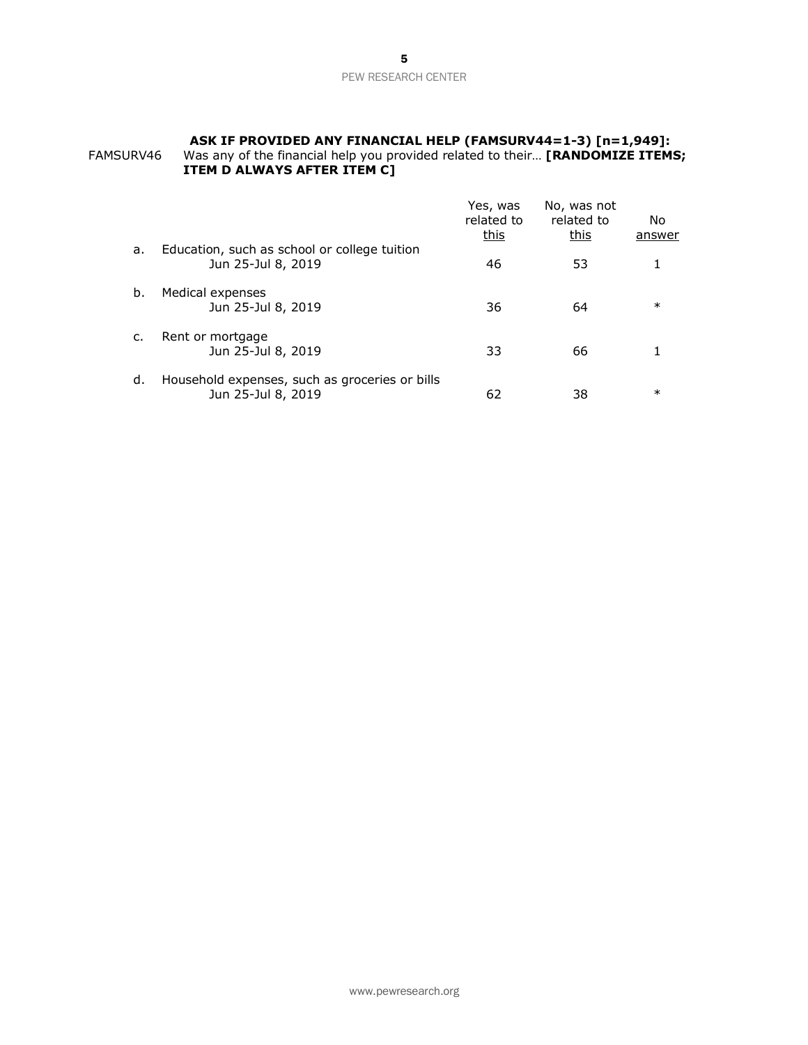**ASK IF PROVIDED ANY FINANCIAL HELP (FAMSURV44=1-3) [n=1,949]:**

FAMSURV46 Was any of the financial help you provided related to their… **[RANDOMIZE ITEMS; ITEM D ALWAYS AFTER ITEM C]**

| | Yes, was related to this | No, was not related to this | No answer |
|---|---|---|---|
| a. Education, such as school or college tuition | | | |
| Jun 25-Jul 8, 2019 | 46 | 53 | 1 |
| b. Medical expenses | | | |
| Jun 25-Jul 8, 2019 | 36 | 64 | * |
| c. Rent or mortgage | | | |
| Jun 25-Jul 8, 2019 | 33 | 66 | 1 |
| d. Household expenses, such as groceries or bills | | | |
| Jun 25-Jul 8, 2019 | 62 | 38 | * |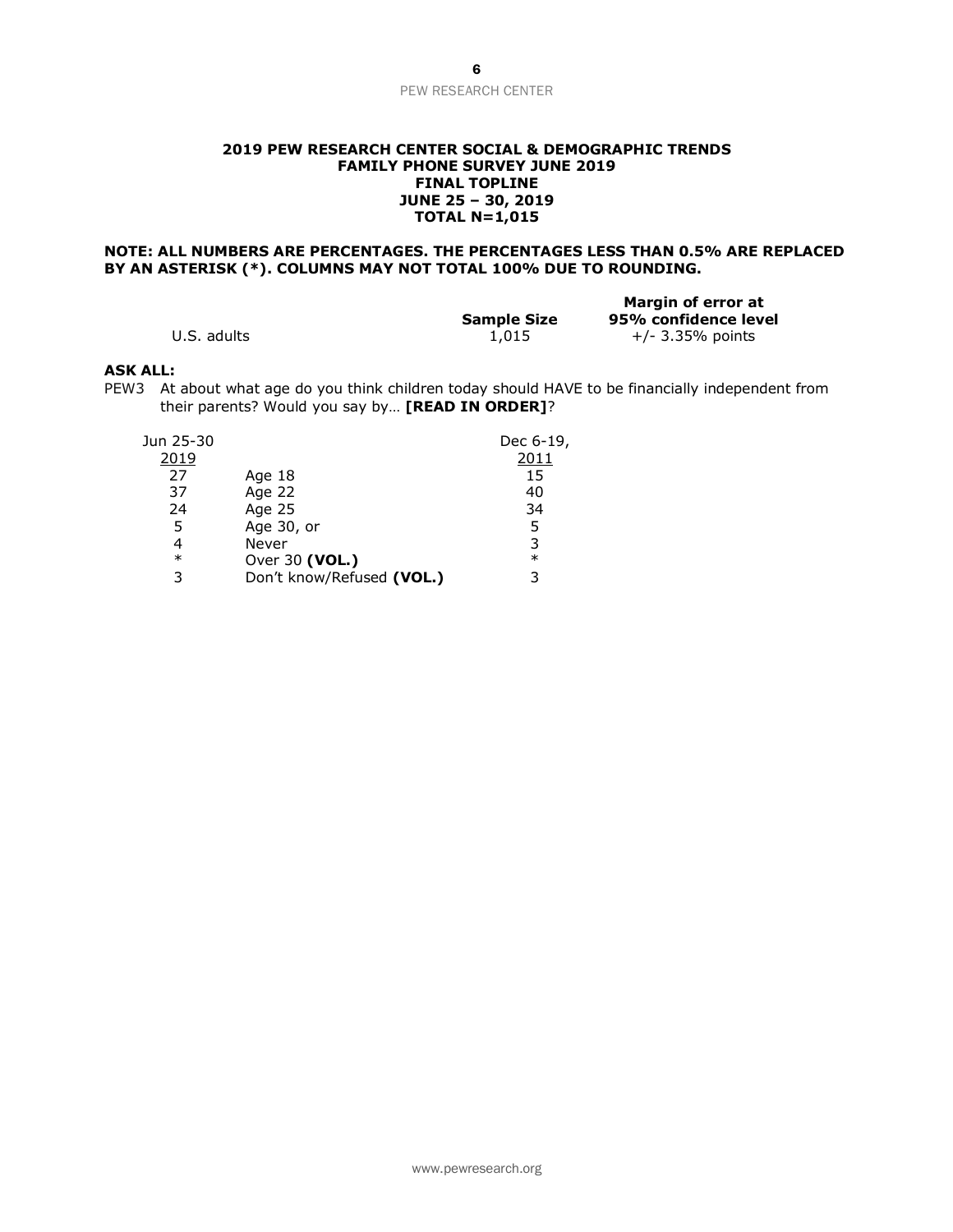**2019 PEW RESEARCH CENTER SOCIAL & DEMOGRAPHIC TRENDS**
**FAMILY PHONE SURVEY JUNE 2019**
**FINAL TOPLINE**
**JUNE 25 – 30, 2019**
**TOTAL N=1,015**

**NOTE: ALL NUMBERS ARE PERCENTAGES. THE PERCENTAGES LESS THAN 0.5% ARE REPLACED BY AN ASTERISK (*). COLUMNS MAY NOT TOTAL 100% DUE TO ROUNDING.**

| | Sample Size | Margin of error at 95% confidence level |
|---|---|---|
| U.S. adults | 1,015 | +/- 3.35% points |

**ASK ALL:**

PEW3 At about what age do you think children today should HAVE to be financially independent from their parents? Would you say by… **[READ IN ORDER]**?

| Jun 25-30 2019 | | Dec 6-19, 2011 |
|---|---|---|
| 27 | Age 18 | 15 |
| 37 | Age 22 | 40 |
| 24 | Age 25 | 34 |
| 5 | Age 30, or | 5 |
| 4 | Never | 3 |
| * | Over 30 **(VOL.)** | * |
| 3 | Don't know/Refused **(VOL.)** | 3 |